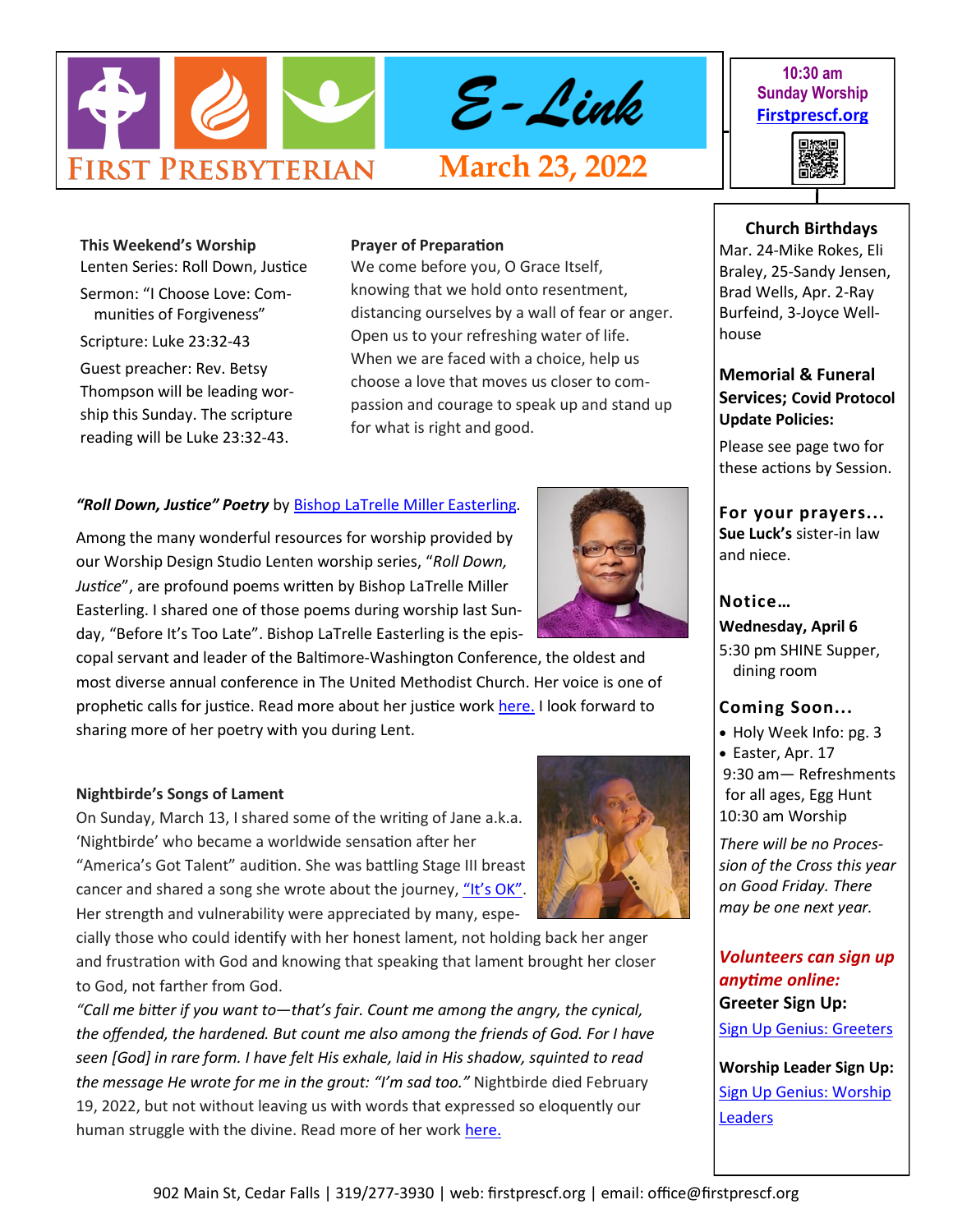# First Presbyterian E-Link

**March 23, 2022**

**10:30 am Sunday Worship**
**Firstprescf.org**

**This Weekend's Worship**

Lenten Series: Roll Down, Justice

Sermon: "I Choose Love: Communities of Forgiveness"

Scripture: Luke 23:32-43

Guest preacher: Rev. Betsy Thompson will be leading worship this Sunday. The scripture reading will be Luke 23:32-43.

**Prayer of Preparation**

We come before you, O Grace Itself,
knowing that we hold onto resentment,
distancing ourselves by a wall of fear or anger.
Open us to your refreshing water of life.
When we are faced with a choice, help us
choose a love that moves us closer to compassion and courage to speak up and stand up
for what is right and good.

***"Roll Down, Justice" Poetry*** by Bishop LaTrelle Miller Easterling.

Among the many wonderful resources for worship provided by our Worship Design Studio Lenten worship series, "*Roll Down, Justice*", are profound poems written by Bishop LaTrelle Miller Easterling. I shared one of those poems during worship last Sunday, "Before It's Too Late". Bishop LaTrelle Easterling is the episcopal servant and leader of the Baltimore-Washington Conference, the oldest and most diverse annual conference in The United Methodist Church. Her voice is one of prophetic calls for justice. Read more about her justice work here. I look forward to sharing more of her poetry with you during Lent.

**Nightbirde's Songs of Lament**

On Sunday, March 13, I shared some of the writing of Jane a.k.a. 'Nightbirde' who became a worldwide sensation after her "America's Got Talent" audition. She was battling Stage III breast cancer and shared a song she wrote about the journey, "It's OK". Her strength and vulnerability were appreciated by many, especially those who could identify with her honest lament, not holding back her anger and frustration with God and knowing that speaking that lament brought her closer to God, not farther from God.

*"Call me bitter if you want to—that's fair. Count me among the angry, the cynical, the offended, the hardened. But count me also among the friends of God. For I have seen [God] in rare form. I have felt His exhale, laid in His shadow, squinted to read the message He wrote for me in the grout: "I'm sad too."* Nightbirde died February 19, 2022, but not without leaving us with words that expressed so eloquently our human struggle with the divine. Read more of her work here.

## Church Birthdays

Mar. 24-Mike Rokes, Eli Braley, 25-Sandy Jensen, Brad Wells, Apr. 2-Ray Burfeind, 3-Joyce Wellhouse

## Memorial & Funeral Services; Covid Protocol Update Policies:

Please see page two for these actions by Session.

## For your prayers…

**Sue Luck's** sister-in law and niece.

## Notice…

**Wednesday, April 6**

5:30 pm SHINE Supper, dining room

## Coming Soon…

- Holy Week Info: pg. 3
- Easter, Apr. 17
  9:30 am— Refreshments for all ages, Egg Hunt
  10:30 am Worship

*There will be no Procession of the Cross this year on Good Friday. There may be one next year.*

***Volunteers can sign up anytime online:***

**Greeter Sign Up:**

Sign Up Genius: Greeters

**Worship Leader Sign Up:**

Sign Up Genius: Worship Leaders

902 Main St, Cedar Falls | 319/277-3930 | web: firstprescf.org | email: office@firstprescf.org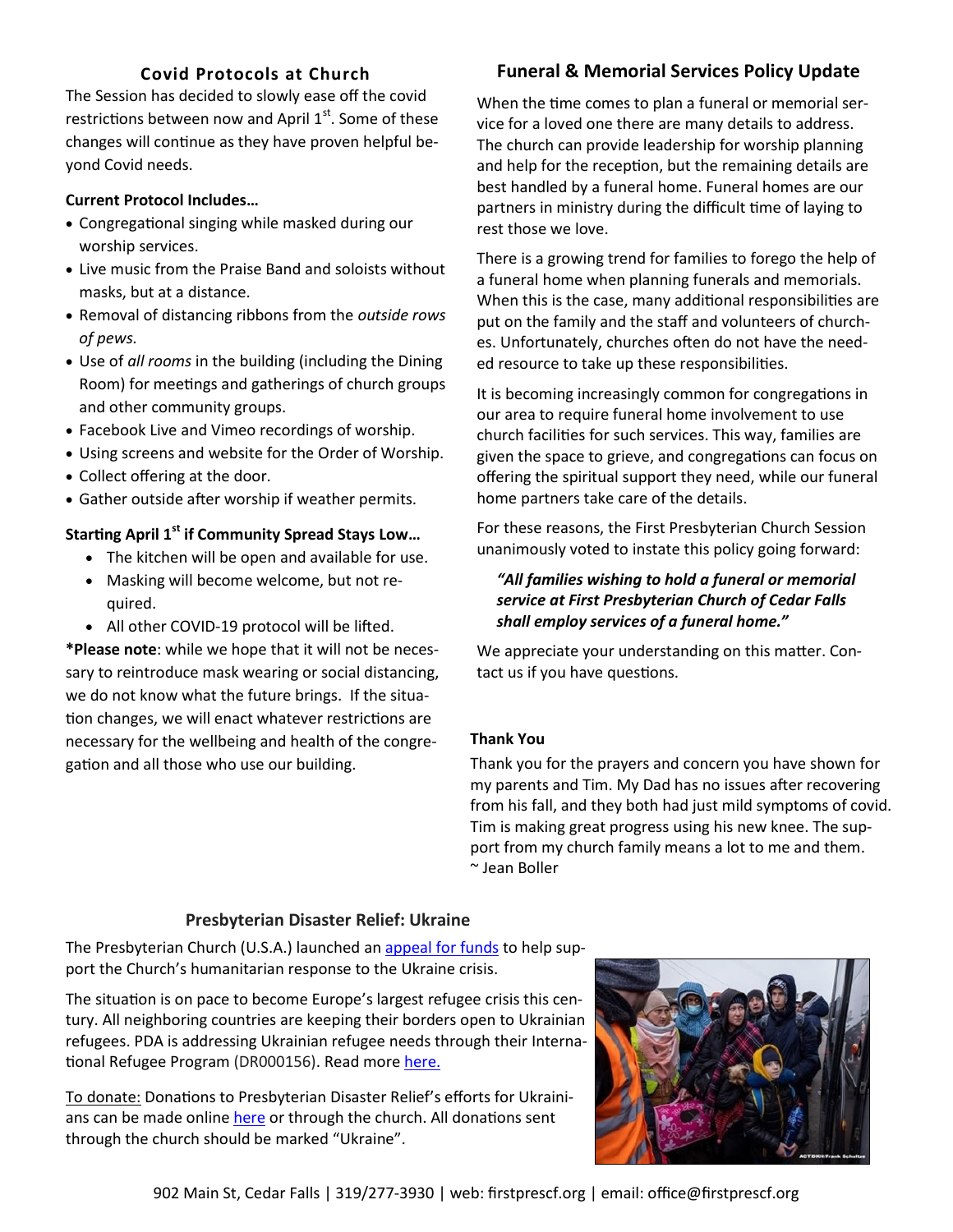## Covid Protocols at Church

The Session has decided to slowly ease off the covid restrictions between now and April 1st. Some of these changes will continue as they have proven helpful beyond Covid needs.

**Current Protocol Includes…**

- Congregational singing while masked during our worship services.
- Live music from the Praise Band and soloists without masks, but at a distance.
- Removal of distancing ribbons from the *outside rows of pews.*
- Use of *all rooms* in the building (including the Dining Room) for meetings and gatherings of church groups and other community groups.
- Facebook Live and Vimeo recordings of worship.
- Using screens and website for the Order of Worship.
- Collect offering at the door.
- Gather outside after worship if weather permits.

**Starting April 1st if Community Spread Stays Low…**

- The kitchen will be open and available for use.
- Masking will become welcome, but not required.
- All other COVID-19 protocol will be lifted.

***Please note**: while we hope that it will not be necessary to reintroduce mask wearing or social distancing, we do not know what the future brings. If the situation changes, we will enact whatever restrictions are necessary for the wellbeing and health of the congregation and all those who use our building.

## Funeral & Memorial Services Policy Update

When the time comes to plan a funeral or memorial service for a loved one there are many details to address. The church can provide leadership for worship planning and help for the reception, but the remaining details are best handled by a funeral home. Funeral homes are our partners in ministry during the difficult time of laying to rest those we love.

There is a growing trend for families to forego the help of a funeral home when planning funerals and memorials. When this is the case, many additional responsibilities are put on the family and the staff and volunteers of churches. Unfortunately, churches often do not have the needed resource to take up these responsibilities.

It is becoming increasingly common for congregations in our area to require funeral home involvement to use church facilities for such services. This way, families are given the space to grieve, and congregations can focus on offering the spiritual support they need, while our funeral home partners take care of the details.

For these reasons, the First Presbyterian Church Session unanimously voted to instate this policy going forward:

> ***"All families wishing to hold a funeral or memorial service at First Presbyterian Church of Cedar Falls shall employ services of a funeral home."***

We appreciate your understanding on this matter. Contact us if you have questions.

**Thank You**

Thank you for the prayers and concern you have shown for my parents and Tim. My Dad has no issues after recovering from his fall, and they both had just mild symptoms of covid. Tim is making great progress using his new knee. The support from my church family means a lot to me and them.
~ Jean Boller

## Presbyterian Disaster Relief: Ukraine

The Presbyterian Church (U.S.A.) launched an appeal for funds to help support the Church's humanitarian response to the Ukraine crisis.

The situation is on pace to become Europe's largest refugee crisis this century. All neighboring countries are keeping their borders open to Ukrainian refugees. PDA is addressing Ukrainian refugee needs through their International Refugee Program (DR000156). Read more here.

To donate: Donations to Presbyterian Disaster Relief's efforts for Ukrainians can be made online here or through the church. All donations sent through the church should be marked "Ukraine".

902 Main St, Cedar Falls | 319/277-3930 | web: firstprescf.org | email: office@firstprescf.org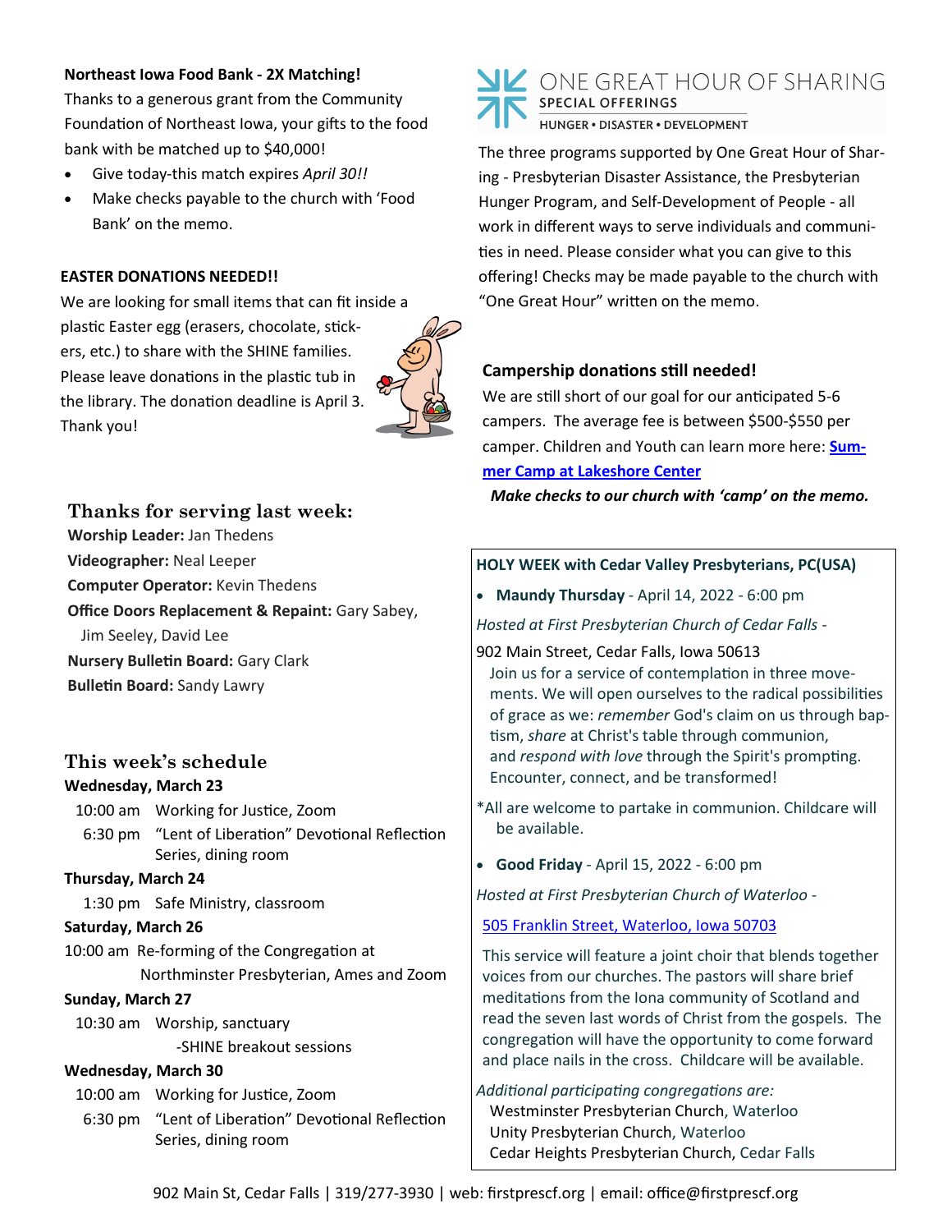**Northeast Iowa Food Bank - 2X Matching!**

Thanks to a generous grant from the Community Foundation of Northeast Iowa, your gifts to the food bank with be matched up to $40,000!

- Give today-this match expires *April 30!!*
- Make checks payable to the church with 'Food Bank' on the memo.

**EASTER DONATIONS NEEDED!!**

We are looking for small items that can fit inside a plastic Easter egg (erasers, chocolate, stickers, etc.) to share with the SHINE families. Please leave donations in the plastic tub in the library. The donation deadline is April 3. Thank you!

## Thanks for serving last week:

**Worship Leader:** Jan Thedens
**Videographer:** Neal Leeper
**Computer Operator:** Kevin Thedens
**Office Doors Replacement & Repaint:** Gary Sabey, Jim Seeley, David Lee
**Nursery Bulletin Board:** Gary Clark
**Bulletin Board:** Sandy Lawry

## This week's schedule

**Wednesday, March 23**
10:00 am Working for Justice, Zoom
6:30 pm "Lent of Liberation" Devotional Reflection Series, dining room

**Thursday, March 24**
1:30 pm Safe Ministry, classroom

**Saturday, March 26**
10:00 am Re-forming of the Congregation at Northminster Presbyterian, Ames and Zoom

**Sunday, March 27**
10:30 am Worship, sanctuary
-SHINE breakout sessions

**Wednesday, March 30**
10:00 am Working for Justice, Zoom
6:30 pm "Lent of Liberation" Devotional Reflection Series, dining room

## ONE GREAT HOUR OF SHARING

**SPECIAL OFFERINGS**
HUNGER • DISASTER • DEVELOPMENT

The three programs supported by One Great Hour of Sharing - Presbyterian Disaster Assistance, the Presbyterian Hunger Program, and Self-Development of People - all work in different ways to serve individuals and communities in need. Please consider what you can give to this offering! Checks may be made payable to the church with "One Great Hour" written on the memo.

**Campership donations still needed!**

We are still short of our goal for our anticipated 5-6 campers. The average fee is between $500-$550 per camper. Children and Youth can learn more here: **Summer Camp at Lakeshore Center**

***Make checks to our church with 'camp' on the memo.***

**HOLY WEEK with Cedar Valley Presbyterians, PC(USA)**

- **Maundy Thursday** - April 14, 2022 - 6:00 pm

*Hosted at First Presbyterian Church of Cedar Falls -*

902 Main Street, Cedar Falls, Iowa 50613

Join us for a service of contemplation in three movements. We will open ourselves to the radical possibilities of grace as we: *remember* God's claim on us through baptism, *share* at Christ's table through communion, and *respond with love* through the Spirit's prompting. Encounter, connect, and be transformed!

*All are welcome to partake in communion. Childcare will be available.

- **Good Friday** - April 15, 2022 - 6:00 pm

*Hosted at First Presbyterian Church of Waterloo -*

505 Franklin Street, Waterloo, Iowa 50703

This service will feature a joint choir that blends together voices from our churches. The pastors will share brief meditations from the Iona community of Scotland and read the seven last words of Christ from the gospels. The congregation will have the opportunity to come forward and place nails in the cross. Childcare will be available.

*Additional participating congregations are:*

Westminster Presbyterian Church, Waterloo
Unity Presbyterian Church, Waterloo
Cedar Heights Presbyterian Church, Cedar Falls

902 Main St, Cedar Falls | 319/277-3930 | web: firstprescf.org | email: office@firstprescf.org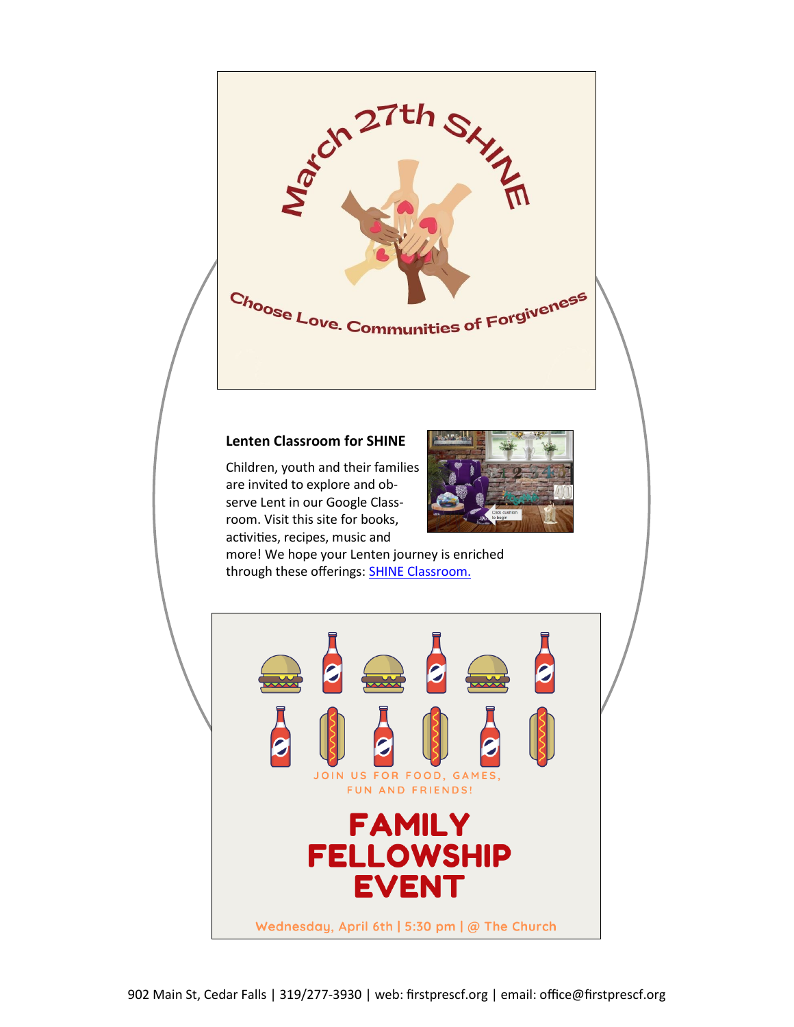March 27th SHINE

Choose Love. Communities of Forgiveness

**Lenten Classroom for SHINE**

Children, youth and their families are invited to explore and observe Lent in our Google Classroom. Visit this site for books, activities, recipes, music and more! We hope your Lenten journey is enriched through these offerings: [SHINE Classroom.](SHINE Classroom.)

JOIN US FOR FOOD, GAMES, FUN AND FRIENDS!

# FAMILY FELLOWSHIP EVENT

Wednesday, April 6th | 5:30 pm | @ The Church

902 Main St, Cedar Falls | 319/277-3930 | web: firstprescf.org | email: office@firstprescf.org